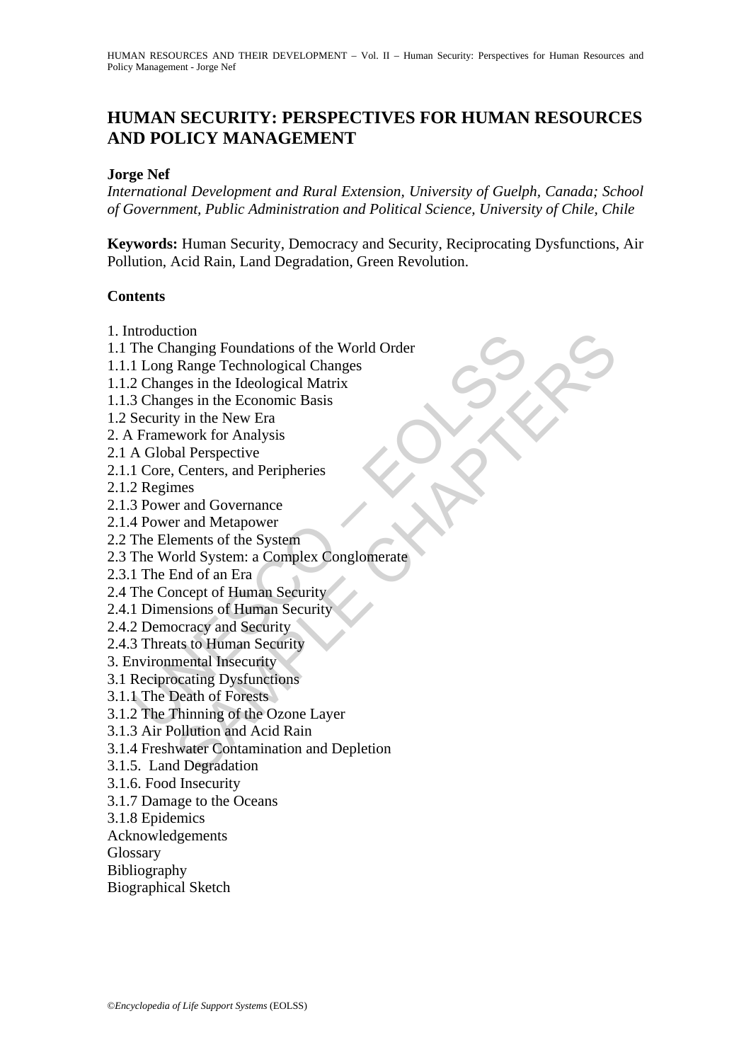# HUMAN SECURITY: PERSPECTIVES FOR HUMAN RESOURCES AND POLICY MANAGEMENT

**Jorge Nef**

*International Development and Rural Extension, University of Guelph, Canada; School of Government, Public Administration and Political Science, University of Chile, Chile*

**Keywords:** Human Security, Democracy and Security, Reciprocating Dysfunctions, Air Pollution, Acid Rain, Land Degradation, Green Revolution.

## Contents

1. Introduction
1.1 The Changing Foundations of the World Order
1.1.1 Long Range Technological Changes
1.1.2 Changes in the Ideological Matrix
1.1.3 Changes in the Economic Basis
1.2 Security in the New Era
2. A Framework for Analysis
2.1 A Global Perspective
2.1.1 Core, Centers, and Peripheries
2.1.2 Regimes
2.1.3 Power and Governance
2.1.4 Power and Metapower
2.2 The Elements of the System
2.3 The World System: a Complex Conglomerate
2.3.1 The End of an Era
2.4 The Concept of Human Security
2.4.1 Dimensions of Human Security
2.4.2 Democracy and Security
2.4.3 Threats to Human Security
3. Environmental Insecurity
3.1 Reciprocating Dysfunctions
3.1.1 The Death of Forests
3.1.2 The Thinning of the Ozone Layer
3.1.3 Air Pollution and Acid Rain
3.1.4 Freshwater Contamination and Depletion
3.1.5. Land Degradation
3.1.6. Food Insecurity
3.1.7 Damage to the Oceans
3.1.8 Epidemics
Acknowledgements
Glossary
Bibliography
Biographical Sketch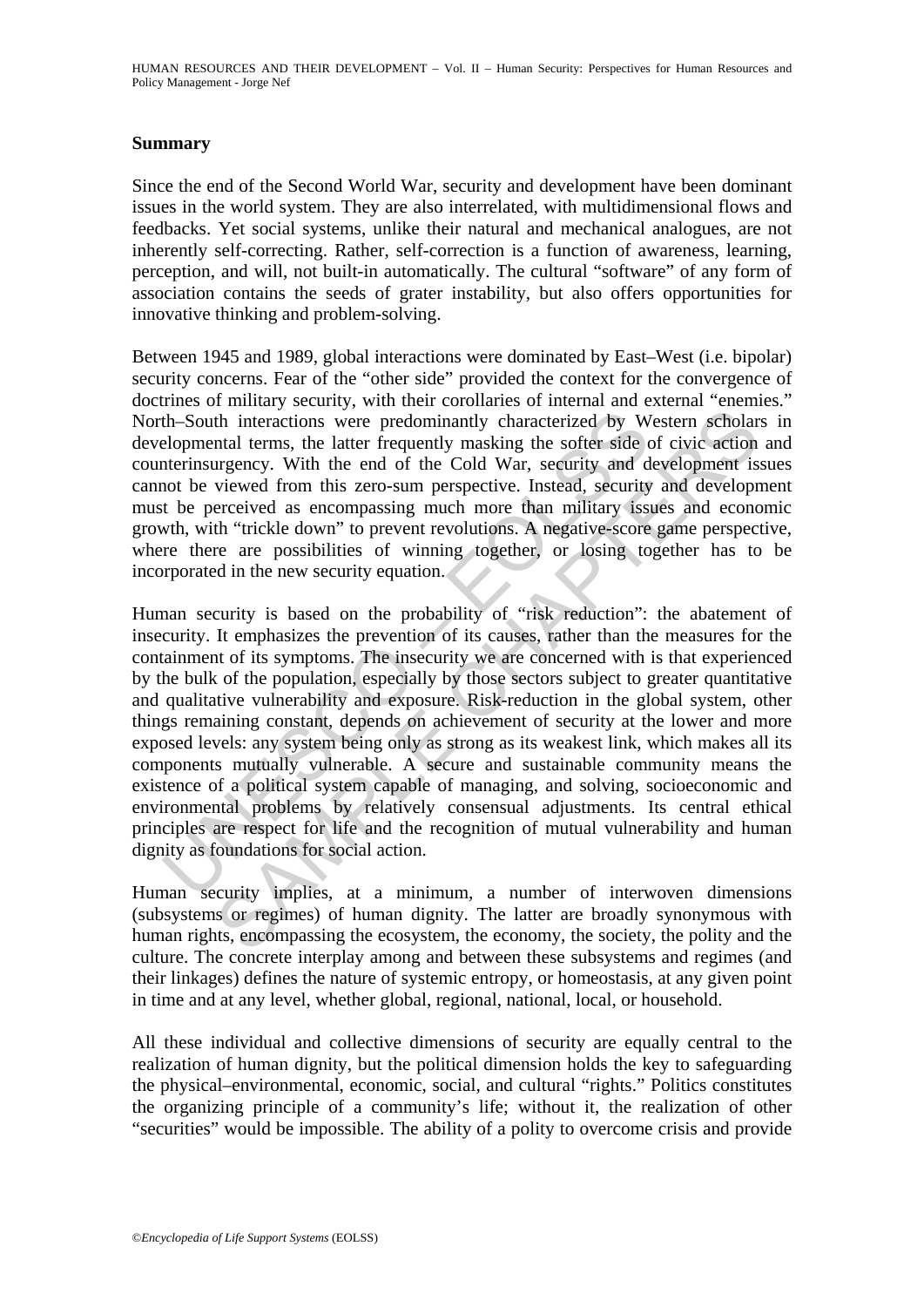## Summary

Since the end of the Second World War, security and development have been dominant issues in the world system. They are also interrelated, with multidimensional flows and feedbacks. Yet social systems, unlike their natural and mechanical analogues, are not inherently self-correcting. Rather, self-correction is a function of awareness, learning, perception, and will, not built-in automatically. The cultural "software" of any form of association contains the seeds of grater instability, but also offers opportunities for innovative thinking and problem-solving.

Between 1945 and 1989, global interactions were dominated by East–West (i.e. bipolar) security concerns. Fear of the "other side" provided the context for the convergence of doctrines of military security, with their corollaries of internal and external "enemies." North–South interactions were predominantly characterized by Western scholars in developmental terms, the latter frequently masking the softer side of civic action and counterinsurgency. With the end of the Cold War, security and development issues cannot be viewed from this zero-sum perspective. Instead, security and development must be perceived as encompassing much more than military issues and economic growth, with "trickle down" to prevent revolutions. A negative-score game perspective, where there are possibilities of winning together, or losing together has to be incorporated in the new security equation.

Human security is based on the probability of "risk reduction": the abatement of insecurity. It emphasizes the prevention of its causes, rather than the measures for the containment of its symptoms. The insecurity we are concerned with is that experienced by the bulk of the population, especially by those sectors subject to greater quantitative and qualitative vulnerability and exposure. Risk-reduction in the global system, other things remaining constant, depends on achievement of security at the lower and more exposed levels: any system being only as strong as its weakest link, which makes all its components mutually vulnerable. A secure and sustainable community means the existence of a political system capable of managing, and solving, socioeconomic and environmental problems by relatively consensual adjustments. Its central ethical principles are respect for life and the recognition of mutual vulnerability and human dignity as foundations for social action.

Human security implies, at a minimum, a number of interwoven dimensions (subsystems or regimes) of human dignity. The latter are broadly synonymous with human rights, encompassing the ecosystem, the economy, the society, the polity and the culture. The concrete interplay among and between these subsystems and regimes (and their linkages) defines the nature of systemic entropy, or homeostasis, at any given point in time and at any level, whether global, regional, national, local, or household.

All these individual and collective dimensions of security are equally central to the realization of human dignity, but the political dimension holds the key to safeguarding the physical–environmental, economic, social, and cultural "rights." Politics constitutes the organizing principle of a community's life; without it, the realization of other "securities" would be impossible. The ability of a polity to overcome crisis and provide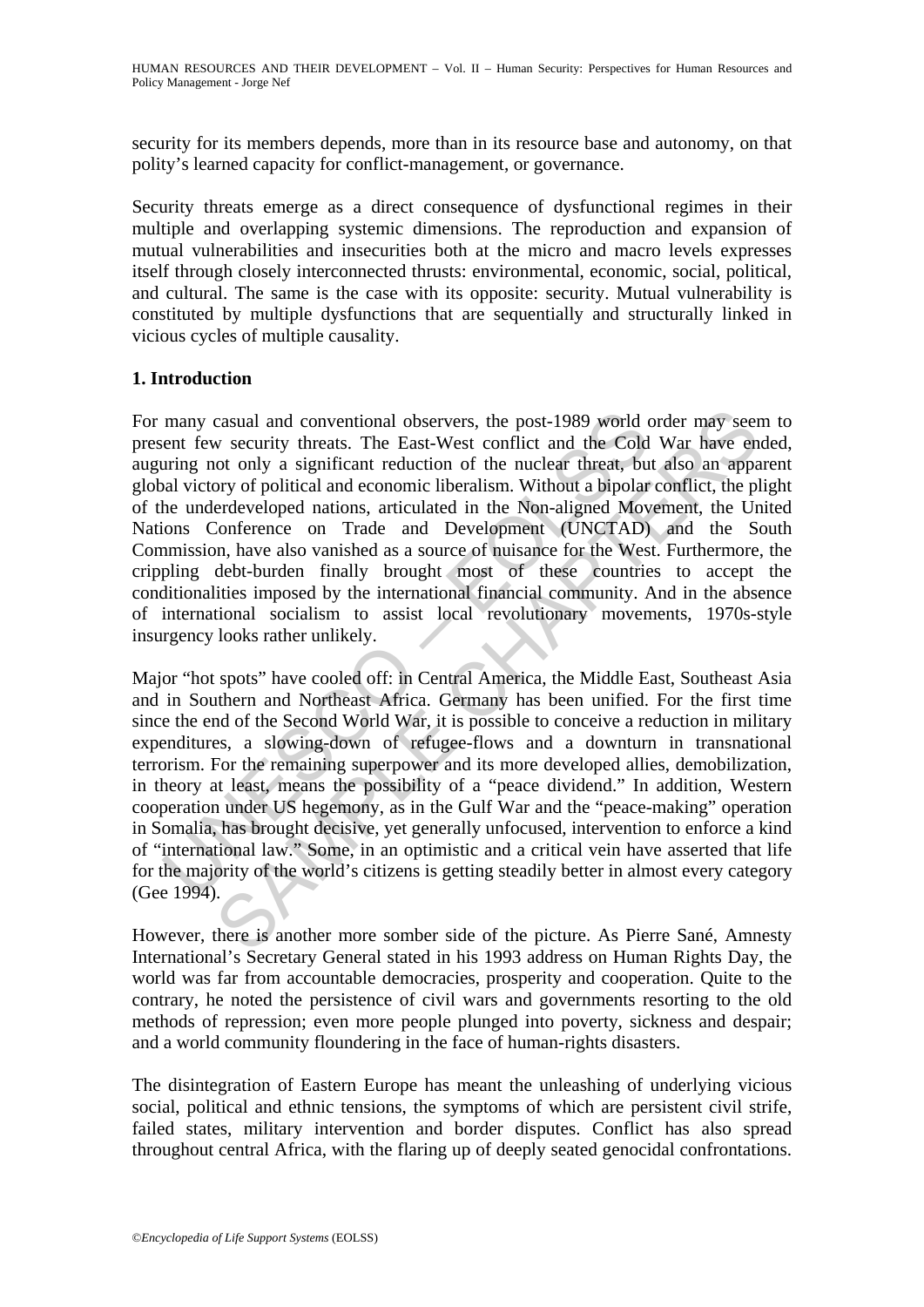security for its members depends, more than in its resource base and autonomy, on that polity's learned capacity for conflict-management, or governance.

Security threats emerge as a direct consequence of dysfunctional regimes in their multiple and overlapping systemic dimensions. The reproduction and expansion of mutual vulnerabilities and insecurities both at the micro and macro levels expresses itself through closely interconnected thrusts: environmental, economic, social, political, and cultural. The same is the case with its opposite: security. Mutual vulnerability is constituted by multiple dysfunctions that are sequentially and structurally linked in vicious cycles of multiple causality.

## 1. Introduction

For many casual and conventional observers, the post-1989 world order may seem to present few security threats. The East-West conflict and the Cold War have ended, auguring not only a significant reduction of the nuclear threat, but also an apparent global victory of political and economic liberalism. Without a bipolar conflict, the plight of the underdeveloped nations, articulated in the Non-aligned Movement, the United Nations Conference on Trade and Development (UNCTAD) and the South Commission, have also vanished as a source of nuisance for the West. Furthermore, the crippling debt-burden finally brought most of these countries to accept the conditionalities imposed by the international financial community. And in the absence of international socialism to assist local revolutionary movements, 1970s-style insurgency looks rather unlikely.

Major "hot spots" have cooled off: in Central America, the Middle East, Southeast Asia and in Southern and Northeast Africa. Germany has been unified. For the first time since the end of the Second World War, it is possible to conceive a reduction in military expenditures, a slowing-down of refugee-flows and a downturn in transnational terrorism. For the remaining superpower and its more developed allies, demobilization, in theory at least, means the possibility of a "peace dividend." In addition, Western cooperation under US hegemony, as in the Gulf War and the "peace-making" operation in Somalia, has brought decisive, yet generally unfocused, intervention to enforce a kind of "international law." Some, in an optimistic and a critical vein have asserted that life for the majority of the world's citizens is getting steadily better in almost every category (Gee 1994).

However, there is another more somber side of the picture. As Pierre Sané, Amnesty International's Secretary General stated in his 1993 address on Human Rights Day, the world was far from accountable democracies, prosperity and cooperation. Quite to the contrary, he noted the persistence of civil wars and governments resorting to the old methods of repression; even more people plunged into poverty, sickness and despair; and a world community floundering in the face of human-rights disasters.

The disintegration of Eastern Europe has meant the unleashing of underlying vicious social, political and ethnic tensions, the symptoms of which are persistent civil strife, failed states, military intervention and border disputes. Conflict has also spread throughout central Africa, with the flaring up of deeply seated genocidal confrontations.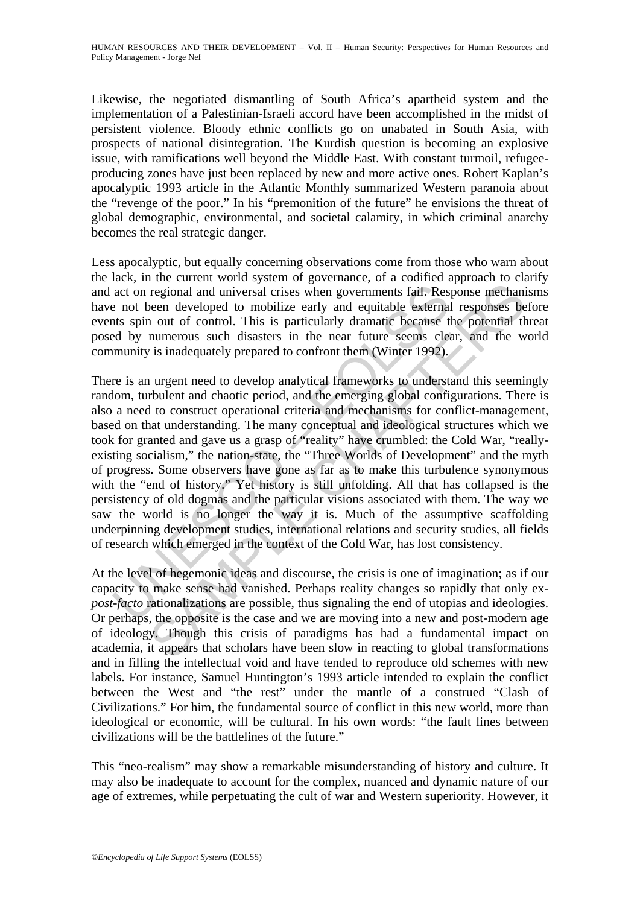Likewise, the negotiated dismantling of South Africa's apartheid system and the implementation of a Palestinian-Israeli accord have been accomplished in the midst of persistent violence. Bloody ethnic conflicts go on unabated in South Asia, with prospects of national disintegration. The Kurdish question is becoming an explosive issue, with ramifications well beyond the Middle East. With constant turmoil, refugee-producing zones have just been replaced by new and more active ones. Robert Kaplan's apocalyptic 1993 article in the Atlantic Monthly summarized Western paranoia about the "revenge of the poor." In his "premonition of the future" he envisions the threat of global demographic, environmental, and societal calamity, in which criminal anarchy becomes the real strategic danger.

Less apocalyptic, but equally concerning observations come from those who warn about the lack, in the current world system of governance, of a codified approach to clarify and act on regional and universal crises when governments fail. Response mechanisms have not been developed to mobilize early and equitable external responses before events spin out of control. This is particularly dramatic because the potential threat posed by numerous such disasters in the near future seems clear, and the world community is inadequately prepared to confront them (Winter 1992).

There is an urgent need to develop analytical frameworks to understand this seemingly random, turbulent and chaotic period, and the emerging global configurations. There is also a need to construct operational criteria and mechanisms for conflict-management, based on that understanding. The many conceptual and ideological structures which we took for granted and gave us a grasp of "reality" have crumbled: the Cold War, "really-existing socialism," the nation-state, the "Three Worlds of Development" and the myth of progress. Some observers have gone as far as to make this turbulence synonymous with the "end of history." Yet history is still unfolding. All that has collapsed is the persistency of old dogmas and the particular visions associated with them. The way we saw the world is no longer the way it is. Much of the assumptive scaffolding underpinning development studies, international relations and security studies, all fields of research which emerged in the context of the Cold War, has lost consistency.

At the level of hegemonic ideas and discourse, the crisis is one of imagination; as if our capacity to make sense had vanished. Perhaps reality changes so rapidly that only *ex-post-facto* rationalizations are possible, thus signaling the end of utopias and ideologies. Or perhaps, the opposite is the case and we are moving into a new and post-modern age of ideology. Though this crisis of paradigms has had a fundamental impact on academia, it appears that scholars have been slow in reacting to global transformations and in filling the intellectual void and have tended to reproduce old schemes with new labels. For instance, Samuel Huntington's 1993 article intended to explain the conflict between the West and "the rest" under the mantle of a construed "Clash of Civilizations." For him, the fundamental source of conflict in this new world, more than ideological or economic, will be cultural. In his own words: "the fault lines between civilizations will be the battlelines of the future."

This "neo-realism" may show a remarkable misunderstanding of history and culture. It may also be inadequate to account for the complex, nuanced and dynamic nature of our age of extremes, while perpetuating the cult of war and Western superiority. However, it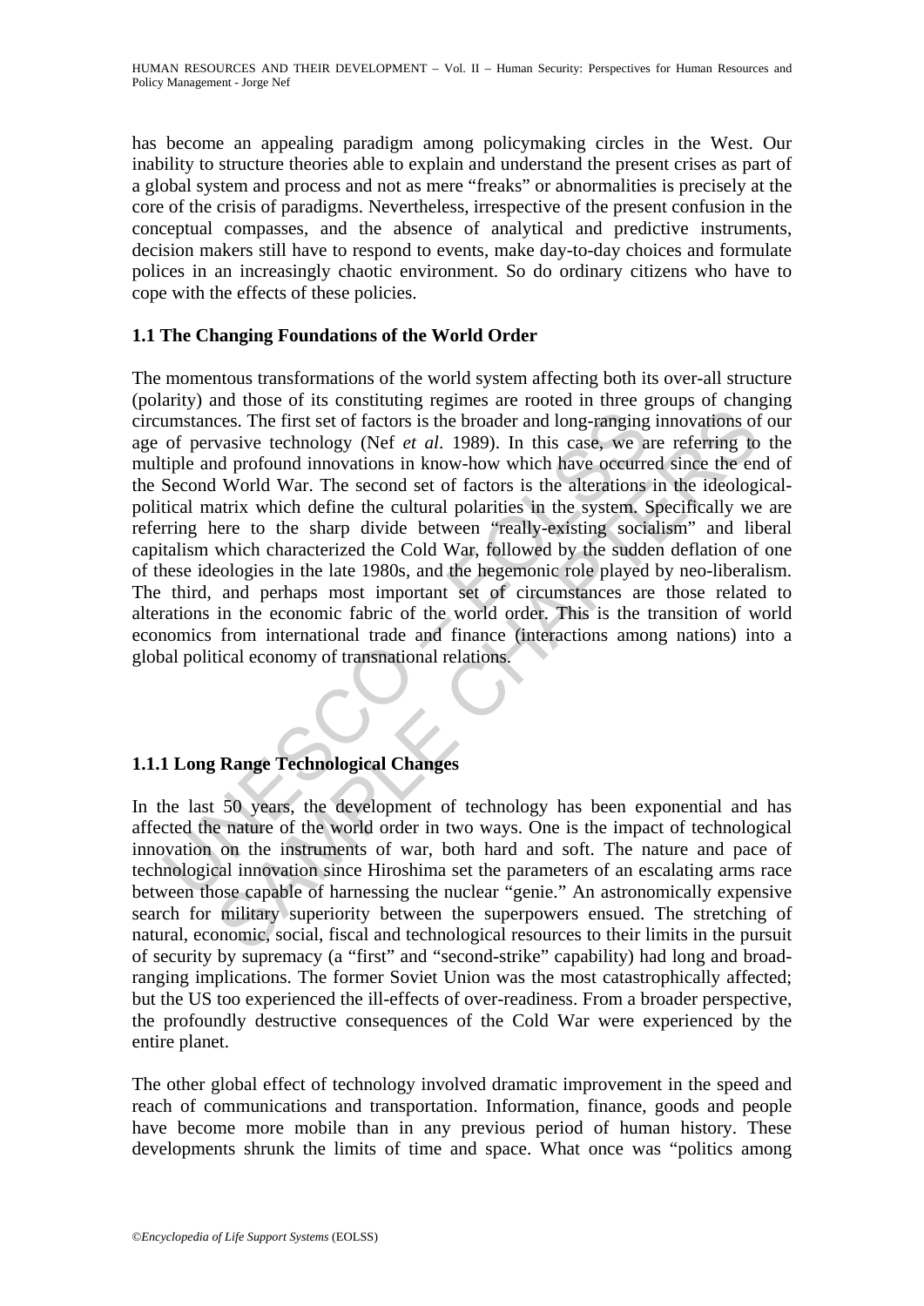has become an appealing paradigm among policymaking circles in the West. Our inability to structure theories able to explain and understand the present crises as part of a global system and process and not as mere "freaks" or abnormalities is precisely at the core of the crisis of paradigms. Nevertheless, irrespective of the present confusion in the conceptual compasses, and the absence of analytical and predictive instruments, decision makers still have to respond to events, make day-to-day choices and formulate polices in an increasingly chaotic environment. So do ordinary citizens who have to cope with the effects of these policies.

### 1.1 The Changing Foundations of the World Order

The momentous transformations of the world system affecting both its over-all structure (polarity) and those of its constituting regimes are rooted in three groups of changing circumstances. The first set of factors is the broader and long-ranging innovations of our age of pervasive technology (Nef *et al*. 1989). In this case, we are referring to the multiple and profound innovations in know-how which have occurred since the end of the Second World War. The second set of factors is the alterations in the ideological-political matrix which define the cultural polarities in the system. Specifically we are referring here to the sharp divide between "really-existing socialism" and liberal capitalism which characterized the Cold War, followed by the sudden deflation of one of these ideologies in the late 1980s, and the hegemonic role played by neo-liberalism. The third, and perhaps most important set of circumstances are those related to alterations in the economic fabric of the world order. This is the transition of world economics from international trade and finance (interactions among nations) into a global political economy of transnational relations.

#### 1.1.1 Long Range Technological Changes

In the last 50 years, the development of technology has been exponential and has affected the nature of the world order in two ways. One is the impact of technological innovation on the instruments of war, both hard and soft. The nature and pace of technological innovation since Hiroshima set the parameters of an escalating arms race between those capable of harnessing the nuclear "genie." An astronomically expensive search for military superiority between the superpowers ensued. The stretching of natural, economic, social, fiscal and technological resources to their limits in the pursuit of security by supremacy (a "first" and "second-strike" capability) had long and broad-ranging implications. The former Soviet Union was the most catastrophically affected; but the US too experienced the ill-effects of over-readiness. From a broader perspective, the profoundly destructive consequences of the Cold War were experienced by the entire planet.

The other global effect of technology involved dramatic improvement in the speed and reach of communications and transportation. Information, finance, goods and people have become more mobile than in any previous period of human history. These developments shrunk the limits of time and space. What once was "politics among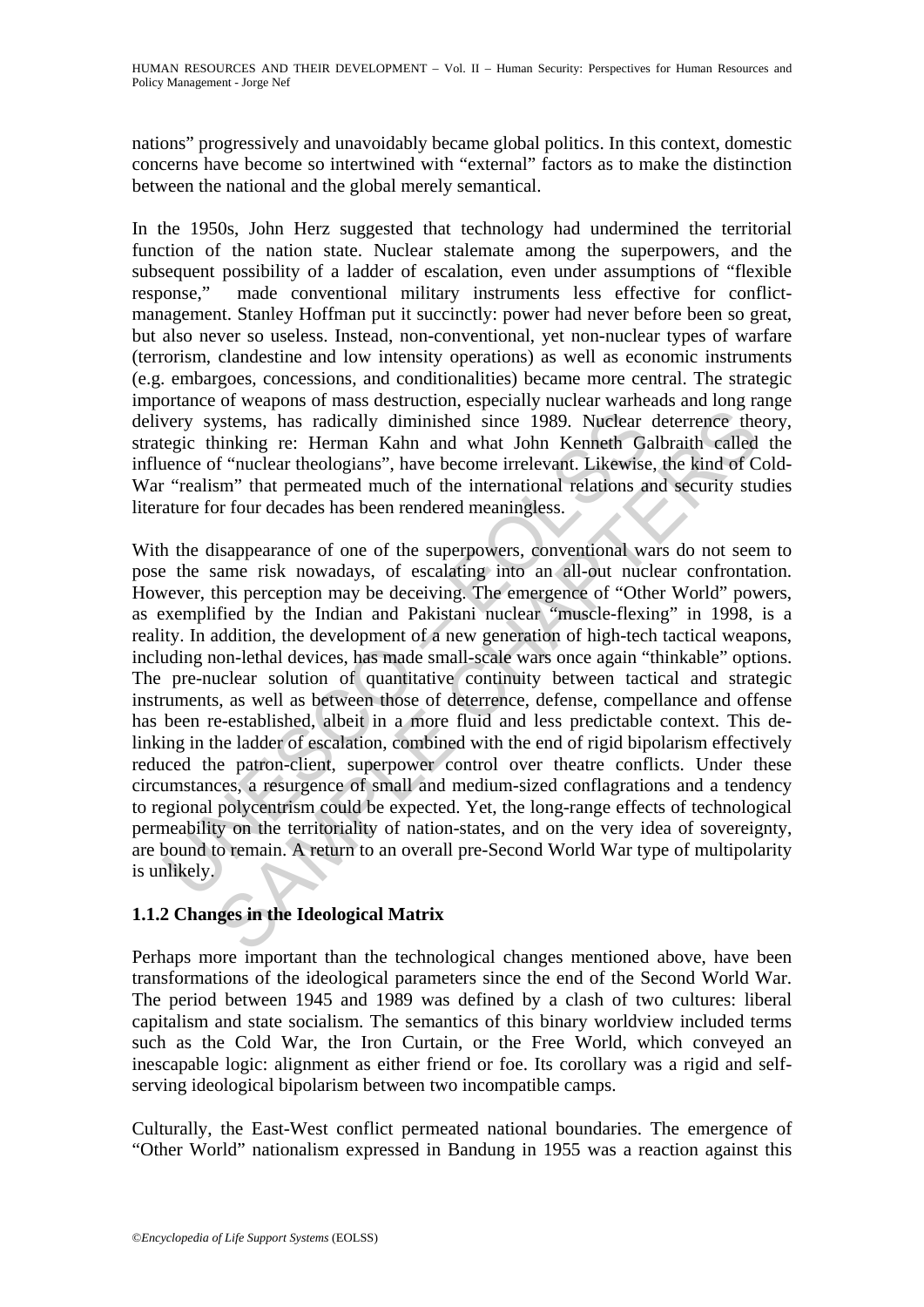nations" progressively and unavoidably became global politics. In this context, domestic concerns have become so intertwined with "external" factors as to make the distinction between the national and the global merely semantical.

In the 1950s, John Herz suggested that technology had undermined the territorial function of the nation state. Nuclear stalemate among the superpowers, and the subsequent possibility of a ladder of escalation, even under assumptions of "flexible response," made conventional military instruments less effective for conflict-management. Stanley Hoffman put it succinctly: power had never before been so great, but also never so useless. Instead, non-conventional, yet non-nuclear types of warfare (terrorism, clandestine and low intensity operations) as well as economic instruments (e.g. embargoes, concessions, and conditionalities) became more central. The strategic importance of weapons of mass destruction, especially nuclear warheads and long range delivery systems, has radically diminished since 1989. Nuclear deterrence theory, strategic thinking re: Herman Kahn and what John Kenneth Galbraith called the influence of "nuclear theologians", have become irrelevant. Likewise, the kind of Cold-War "realism" that permeated much of the international relations and security studies literature for four decades has been rendered meaningless.

With the disappearance of one of the superpowers, conventional wars do not seem to pose the same risk nowadays, of escalating into an all-out nuclear confrontation. However, this perception may be deceiving. The emergence of "Other World" powers, as exemplified by the Indian and Pakistani nuclear "muscle-flexing" in 1998, is a reality. In addition, the development of a new generation of high-tech tactical weapons, including non-lethal devices, has made small-scale wars once again "thinkable" options. The pre-nuclear solution of quantitative continuity between tactical and strategic instruments, as well as between those of deterrence, defense, compellance and offense has been re-established, albeit in a more fluid and less predictable context. This de-linking in the ladder of escalation, combined with the end of rigid bipolarism effectively reduced the patron-client, superpower control over theatre conflicts. Under these circumstances, a resurgence of small and medium-sized conflagrations and a tendency to regional polycentrism could be expected. Yet, the long-range effects of technological permeability on the territoriality of nation-states, and on the very idea of sovereignty, are bound to remain. A return to an overall pre-Second World War type of multipolarity is unlikely.

### 1.1.2 Changes in the Ideological Matrix

Perhaps more important than the technological changes mentioned above, have been transformations of the ideological parameters since the end of the Second World War. The period between 1945 and 1989 was defined by a clash of two cultures: liberal capitalism and state socialism. The semantics of this binary worldview included terms such as the Cold War, the Iron Curtain, or the Free World, which conveyed an inescapable logic: alignment as either friend or foe. Its corollary was a rigid and self-serving ideological bipolarism between two incompatible camps.

Culturally, the East-West conflict permeated national boundaries. The emergence of "Other World" nationalism expressed in Bandung in 1955 was a reaction against this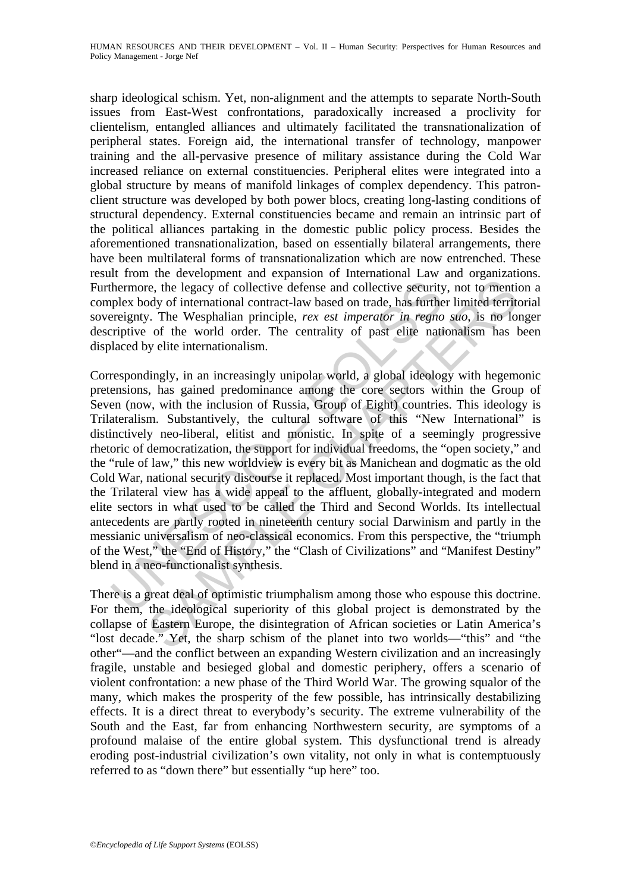sharp ideological schism. Yet, non-alignment and the attempts to separate North-South issues from East-West confrontations, paradoxically increased a proclivity for clientelism, entangled alliances and ultimately facilitated the transnationalization of peripheral states. Foreign aid, the international transfer of technology, manpower training and the all-pervasive presence of military assistance during the Cold War increased reliance on external constituencies. Peripheral elites were integrated into a global structure by means of manifold linkages of complex dependency. This patron-client structure was developed by both power blocs, creating long-lasting conditions of structural dependency. External constituencies became and remain an intrinsic part of the political alliances partaking in the domestic public policy process. Besides the aforementioned transnationalization, based on essentially bilateral arrangements, there have been multilateral forms of transnationalization which are now entrenched. These result from the development and expansion of International Law and organizations. Furthermore, the legacy of collective defense and collective security, not to mention a complex body of international contract-law based on trade, has further limited territorial sovereignty. The Wesphalian principle, *rex est imperator in regno suo*, is no longer descriptive of the world order. The centrality of past elite nationalism has been displaced by elite internationalism.

Correspondingly, in an increasingly unipolar world, a global ideology with hegemonic pretensions, has gained predominance among the core sectors within the Group of Seven (now, with the inclusion of Russia, Group of Eight) countries. This ideology is Trilateralism. Substantively, the cultural software of this "New International" is distinctively neo-liberal, elitist and monistic. In spite of a seemingly progressive rhetoric of democratization, the support for individual freedoms, the "open society," and the "rule of law," this new worldview is every bit as Manichean and dogmatic as the old Cold War, national security discourse it replaced. Most important though, is the fact that the Trilateral view has a wide appeal to the affluent, globally-integrated and modern elite sectors in what used to be called the Third and Second Worlds. Its intellectual antecedents are partly rooted in nineteenth century social Darwinism and partly in the messianic universalism of neo-classical economics. From this perspective, the "triumph of the West," the "End of History," the "Clash of Civilizations" and "Manifest Destiny" blend in a neo-functionalist synthesis.

There is a great deal of optimistic triumphalism among those who espouse this doctrine. For them, the ideological superiority of this global project is demonstrated by the collapse of Eastern Europe, the disintegration of African societies or Latin America's "lost decade." Yet, the sharp schism of the planet into two worlds—"this" and "the other"—and the conflict between an expanding Western civilization and an increasingly fragile, unstable and besieged global and domestic periphery, offers a scenario of violent confrontation: a new phase of the Third World War. The growing squalor of the many, which makes the prosperity of the few possible, has intrinsically destabilizing effects. It is a direct threat to everybody's security. The extreme vulnerability of the South and the East, far from enhancing Northwestern security, are symptoms of a profound malaise of the entire global system. This dysfunctional trend is already eroding post-industrial civilization's own vitality, not only in what is contemptuously referred to as "down there" but essentially "up here" too.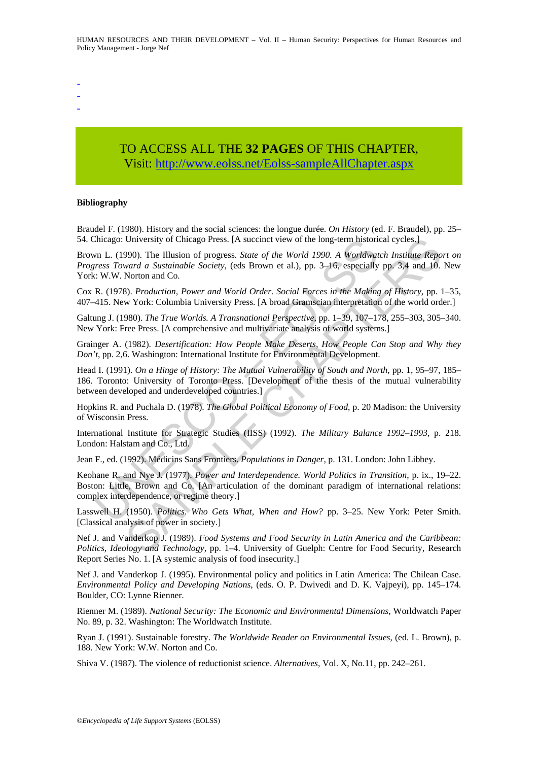-
-
-

TO ACCESS ALL THE **32 PAGES** OF THIS CHAPTER,
Visit: http://www.eolss.net/Eolss-sampleAllChapter.aspx

**Bibliography**

Braudel F. (1980). History and the social sciences: the longue durée. *On History* (ed. F. Braudel), pp. 25–54. Chicago: University of Chicago Press. [A succinct view of the long-term historical cycles.]

Brown L. (1990). The Illusion of progress. *State of the World 1990. A Worldwatch Institute Report on Progress Toward a Sustainable Society*, (eds Brown et al.), pp. 3–16, especially pp. 3,4 and 10. New York: W.W. Norton and Co.

Cox R. (1978). *Production, Power and World Order. Social Forces in the Making of History*, pp. 1–35, 407–415. New York: Columbia University Press. [A broad Gramscian interpretation of the world order.]

Galtung J. (1980). *The True Worlds. A Transnational Perspective*, pp. 1–39, 107–178, 255–303, 305–340. New York: Free Press. [A comprehensive and multivariate analysis of world systems.]

Grainger A. (1982). *Desertification: How People Make Deserts, How People Can Stop and Why they Don't*, pp. 2,6. Washington: International Institute for Environmental Development.

Head I. (1991). *On a Hinge of History: The Mutual Vulnerability of South and North*, pp. 1, 95–97, 185–186. Toronto: University of Toronto Press. [Development of the thesis of the mutual vulnerability between developed and underdeveloped countries.]

Hopkins R. and Puchala D. (1978). *The Global Political Economy of Food*, p. 20 Madison: the University of Wisconsin Press.

International Institute for Strategic Studies (IISS) (1992). *The Military Balance 1992–1993*, p. 218. London: Halstam and Co., Ltd.

Jean F., ed. (1992). Médicins Sans Frontiers. *Populations in Danger*, p. 131. London: John Libbey.

Keohane R. and Nye J. (1977). *Power and Interdependence. World Politics in Transition*, p. ix., 19–22. Boston: Little, Brown and Co. [An articulation of the dominant paradigm of international relations: complex interdependence, or regime theory.]

Lasswell H. (1950). *Politics. Who Gets What, When and How?* pp. 3–25. New York: Peter Smith. [Classical analysis of power in society.]

Nef J. and Vanderkop J. (1989). *Food Systems and Food Security in Latin America and the Caribbean: Politics, Ideology and Technology*, pp. 1–4. University of Guelph: Centre for Food Security, Research Report Series No. 1. [A systemic analysis of food insecurity.]

Nef J. and Vanderkop J. (1995). Environmental policy and politics in Latin America: The Chilean Case. *Environmental Policy and Developing Nations*, (eds. O. P. Dwivedi and D. K. Vajpeyi), pp. 145–174. Boulder, CO: Lynne Rienner.

Rienner M. (1989). *National Security: The Economic and Environmental Dimensions*, Worldwatch Paper No. 89, p. 32. Washington: The Worldwatch Institute.

Ryan J. (1991). Sustainable forestry. *The Worldwide Reader on Environmental Issues*, (ed. L. Brown), p. 188. New York: W.W. Norton and Co.

Shiva V. (1987). The violence of reductionist science. *Alternatives*, Vol. X, No.11, pp. 242–261.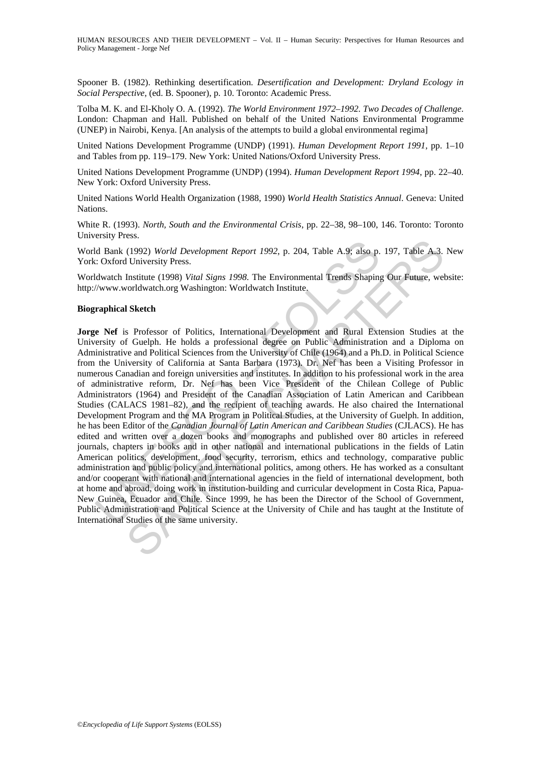Spooner B. (1982). Rethinking desertification. *Desertification and Development: Dryland Ecology in Social Perspective*, (ed. B. Spooner), p. 10. Toronto: Academic Press.

Tolba M. K. and El-Kholy O. A. (1992). *The World Environment 1972–1992. Two Decades of Challenge*. London: Chapman and Hall. Published on behalf of the United Nations Environmental Programme (UNEP) in Nairobi, Kenya. [An analysis of the attempts to build a global environmental regima]

United Nations Development Programme (UNDP) (1991). *Human Development Report 1991*, pp. 1–10 and Tables from pp. 119–179. New York: United Nations/Oxford University Press.

United Nations Development Programme (UNDP) (1994). *Human Development Report 1994*, pp. 22–40. New York: Oxford University Press.

United Nations World Health Organization (1988, 1990) *World Health Statistics Annual*. Geneva: United Nations.

White R. (1993). *North, South and the Environmental Crisis*, pp. 22–38, 98–100, 146. Toronto: Toronto University Press.

World Bank (1992) *World Development Report 1992*, p. 204, Table A.9; also p. 197, Table A.3. New York: Oxford University Press.

Worldwatch Institute (1998) *Vital Signs 1998*. The Environmental Trends Shaping Our Future, website: http://www.worldwatch.org Washington: Worldwatch Institute.

**Biographical Sketch**

**Jorge Nef** is Professor of Politics, International Development and Rural Extension Studies at the University of Guelph. He holds a professional degree on Public Administration and a Diploma on Administrative and Political Sciences from the University of Chile (1964) and a Ph.D. in Political Science from the University of California at Santa Barbara (1973). Dr. Nef has been a Visiting Professor in numerous Canadian and foreign universities and institutes. In addition to his professional work in the area of administrative reform, Dr. Nef has been Vice President of the Chilean College of Public Administrators (1964) and President of the Canadian Association of Latin American and Caribbean Studies (CALACS 1981–82), and the recipient of teaching awards. He also chaired the International Development Program and the MA Program in Political Studies, at the University of Guelph. In addition, he has been Editor of the *Canadian Journal of Latin American and Caribbean Studies* (CJLACS). He has edited and written over a dozen books and monographs and published over 80 articles in refereed journals, chapters in books and in other national and international publications in the fields of Latin American politics, development, food security, terrorism, ethics and technology, comparative public administration and public policy and international politics, among others. He has worked as a consultant and/or cooperant with national and international agencies in the field of international development, both at home and abroad, doing work in institution-building and curricular development in Costa Rica, Papua-New Guinea, Ecuador and Chile. Since 1999, he has been the Director of the School of Government, Public Administration and Political Science at the University of Chile and has taught at the Institute of International Studies of the same university.